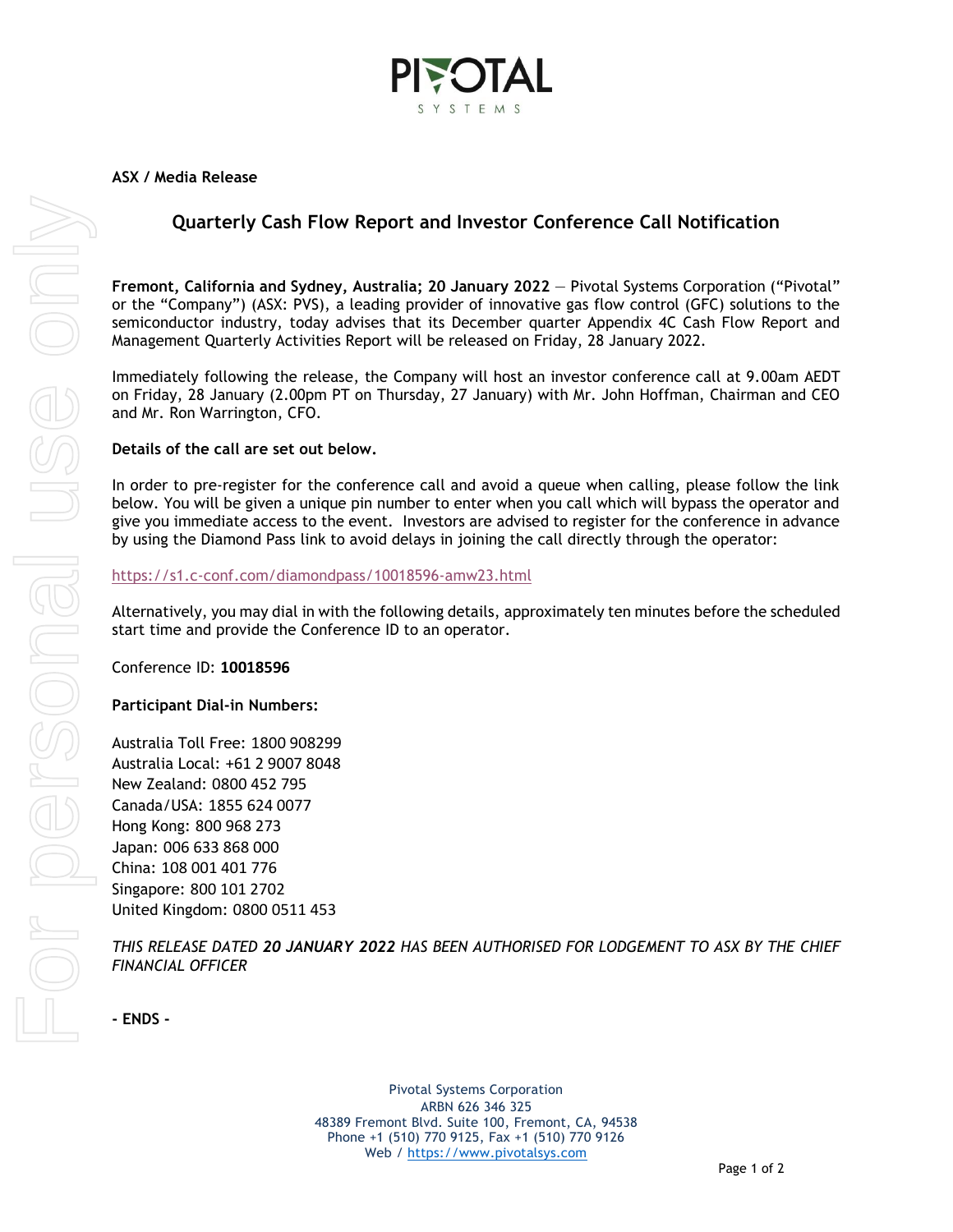PIVOTAL SYSTEMS

**ASX / Media Release**

## Quarterly Cash Flow Report and Investor Conference Call Notification

**Fremont, California and Sydney, Australia; 20 January 2022** — Pivotal Systems Corporation ("Pivotal" or the "Company") (ASX: PVS), a leading provider of innovative gas flow control (GFC) solutions to the semiconductor industry, today advises that its December quarter Appendix 4C Cash Flow Report and Management Quarterly Activities Report will be released on Friday, 28 January 2022.

Immediately following the release, the Company will host an investor conference call at 9.00am AEDT on Friday, 28 January (2.00pm PT on Thursday, 27 January) with Mr. John Hoffman, Chairman and CEO and Mr. Ron Warrington, CFO.

**Details of the call are set out below.**

In order to pre-register for the conference call and avoid a queue when calling, please follow the link below. You will be given a unique pin number to enter when you call which will bypass the operator and give you immediate access to the event. Investors are advised to register for the conference in advance by using the Diamond Pass link to avoid delays in joining the call directly through the operator:

https://s1.c-conf.com/diamondpass/10018596-amw23.html

Alternatively, you may dial in with the following details, approximately ten minutes before the scheduled start time and provide the Conference ID to an operator.

Conference ID: **10018596**

**Participant Dial-in Numbers:**

Australia Toll Free: 1800 908299
Australia Local: +61 2 9007 8048
New Zealand: 0800 452 795
Canada/USA: 1855 624 0077
Hong Kong: 800 968 273
Japan: 006 633 868 000
China: 108 001 401 776
Singapore: 800 101 2702
United Kingdom: 0800 0511 453

*THIS RELEASE DATED **20 JANUARY 2022** HAS BEEN AUTHORISED FOR LODGEMENT TO ASX BY THE CHIEF FINANCIAL OFFICER*

**- ENDS -**

Pivotal Systems Corporation
ARBN 626 346 325
48389 Fremont Blvd. Suite 100, Fremont, CA, 94538
Phone +1 (510) 770 9125, Fax +1 (510) 770 9126
Web / https://www.pivotalsys.com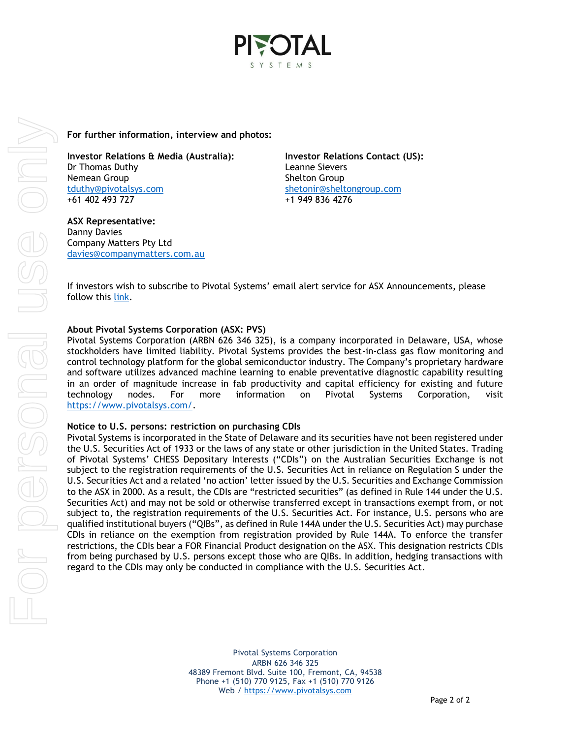**For further information, interview and photos:**

**Investor Relations & Media (Australia):**
Dr Thomas Duthy
Nemean Group
tduthy@pivotalsys.com
+61 402 493 727

**Investor Relations Contact (US):**
Leanne Sievers
Shelton Group
shetonir@sheltongroup.com
+1 949 836 4276

**ASX Representative:**
Danny Davies
Company Matters Pty Ltd
davies@companymatters.com.au

If investors wish to subscribe to Pivotal Systems' email alert service for ASX Announcements, please follow this link.

**About Pivotal Systems Corporation (ASX: PVS)**

Pivotal Systems Corporation (ARBN 626 346 325), is a company incorporated in Delaware, USA, whose stockholders have limited liability. Pivotal Systems provides the best-in-class gas flow monitoring and control technology platform for the global semiconductor industry. The Company's proprietary hardware and software utilizes advanced machine learning to enable preventative diagnostic capability resulting in an order of magnitude increase in fab productivity and capital efficiency for existing and future technology nodes. For more information on Pivotal Systems Corporation, visit https://www.pivotalsys.com/.

**Notice to U.S. persons: restriction on purchasing CDIs**

Pivotal Systems is incorporated in the State of Delaware and its securities have not been registered under the U.S. Securities Act of 1933 or the laws of any state or other jurisdiction in the United States. Trading of Pivotal Systems' CHESS Depositary Interests ("CDIs") on the Australian Securities Exchange is not subject to the registration requirements of the U.S. Securities Act in reliance on Regulation S under the U.S. Securities Act and a related 'no action' letter issued by the U.S. Securities and Exchange Commission to the ASX in 2000. As a result, the CDIs are "restricted securities" (as defined in Rule 144 under the U.S. Securities Act) and may not be sold or otherwise transferred except in transactions exempt from, or not subject to, the registration requirements of the U.S. Securities Act. For instance, U.S. persons who are qualified institutional buyers ("QIBs", as defined in Rule 144A under the U.S. Securities Act) may purchase CDIs in reliance on the exemption from registration provided by Rule 144A. To enforce the transfer restrictions, the CDIs bear a FOR Financial Product designation on the ASX. This designation restricts CDIs from being purchased by U.S. persons except those who are QIBs. In addition, hedging transactions with regard to the CDIs may only be conducted in compliance with the U.S. Securities Act.